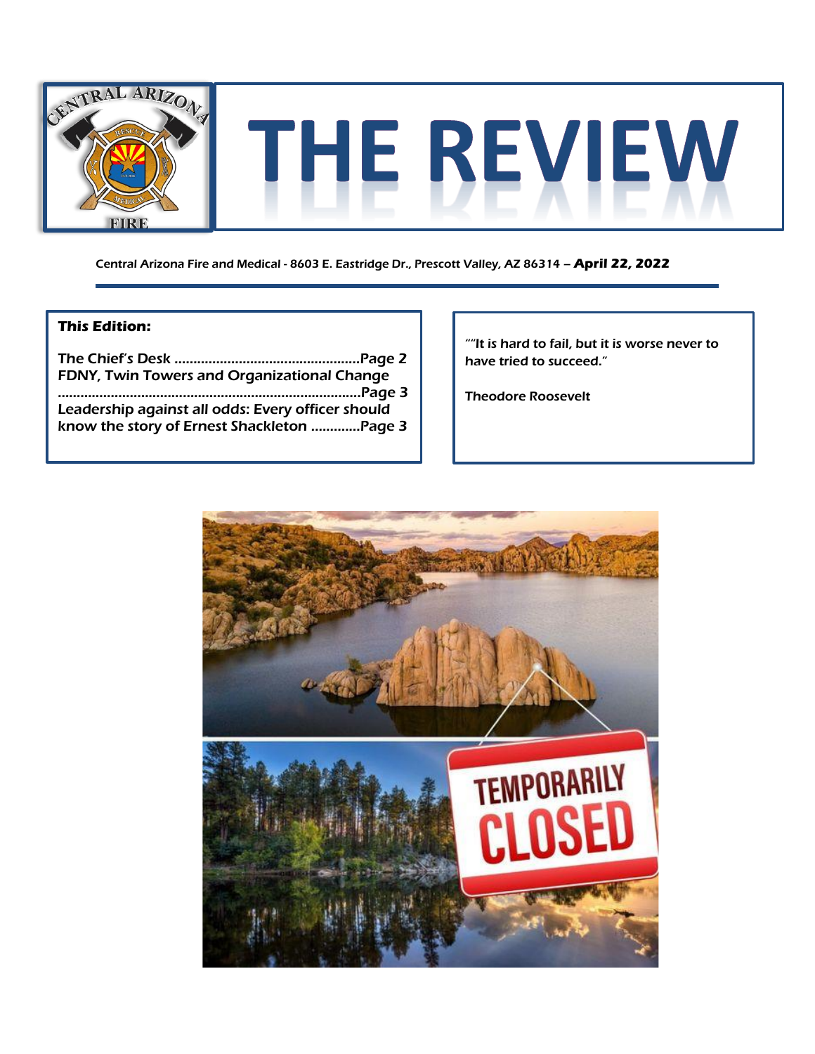# THE REVIEW

Central Arizona Fire and Medical - 8603 E. Eastridge Dr., Prescott Valley, AZ 86314 – **April 22, 2022**

**This Edition:**

The Chief's Desk ................................................Page 2
FDNY, Twin Towers and Organizational Change ..............................................................................Page 3
Leadership against all odds: Every officer should know the story of Ernest Shackleton .............Page 3

""It is hard to fail, but it is worse never to have tried to succeed."

Theodore Roosevelt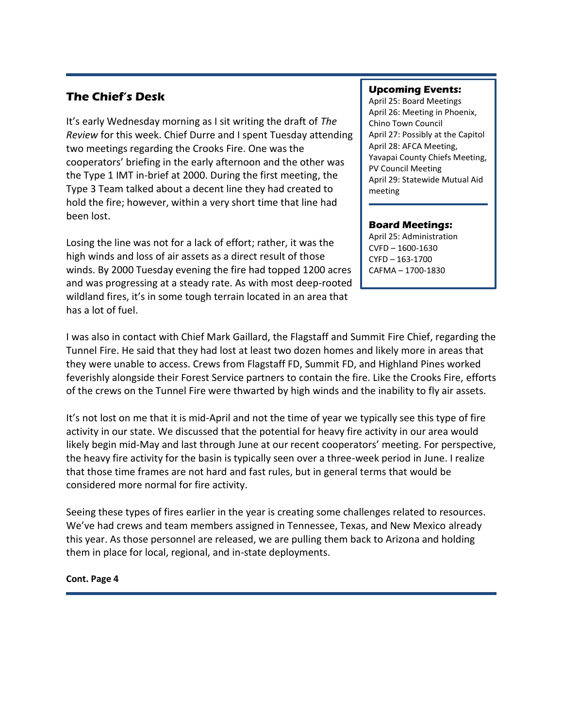## The Chief's Desk

It's early Wednesday morning as I sit writing the draft of *The Review* for this week. Chief Durre and I spent Tuesday attending two meetings regarding the Crooks Fire. One was the cooperators' briefing in the early afternoon and the other was the Type 1 IMT in-brief at 2000. During the first meeting, the Type 3 Team talked about a decent line they had created to hold the fire; however, within a very short time that line had been lost.

Losing the line was not for a lack of effort; rather, it was the high winds and loss of air assets as a direct result of those winds. By 2000 Tuesday evening the fire had topped 1200 acres and was progressing at a steady rate. As with most deep-rooted wildland fires, it's in some tough terrain located in an area that has a lot of fuel.

I was also in contact with Chief Mark Gaillard, the Flagstaff and Summit Fire Chief, regarding the Tunnel Fire. He said that they had lost at least two dozen homes and likely more in areas that they were unable to access. Crews from Flagstaff FD, Summit FD, and Highland Pines worked feverishly alongside their Forest Service partners to contain the fire. Like the Crooks Fire, efforts of the crews on the Tunnel Fire were thwarted by high winds and the inability to fly air assets.

It's not lost on me that it is mid-April and not the time of year we typically see this type of fire activity in our state. We discussed that the potential for heavy fire activity in our area would likely begin mid-May and last through June at our recent cooperators' meeting. For perspective, the heavy fire activity for the basin is typically seen over a three-week period in June. I realize that those time frames are not hard and fast rules, but in general terms that would be considered more normal for fire activity.

Seeing these types of fires earlier in the year is creating some challenges related to resources. We've had crews and team members assigned in Tennessee, Texas, and New Mexico already this year. As those personnel are released, we are pulling them back to Arizona and holding them in place for local, regional, and in-state deployments.

**Cont. Page 4**

### Upcoming Events:

April 25: Board Meetings
April 26: Meeting in Phoenix, Chino Town Council
April 27: Possibly at the Capitol
April 28: AFCA Meeting, Yavapai County Chiefs Meeting, PV Council Meeting
April 29: Statewide Mutual Aid meeting

### Board Meetings:

April 25: Administration
CVFD – 1600-1630
CYFD – 163-1700
CAFMA – 1700-1830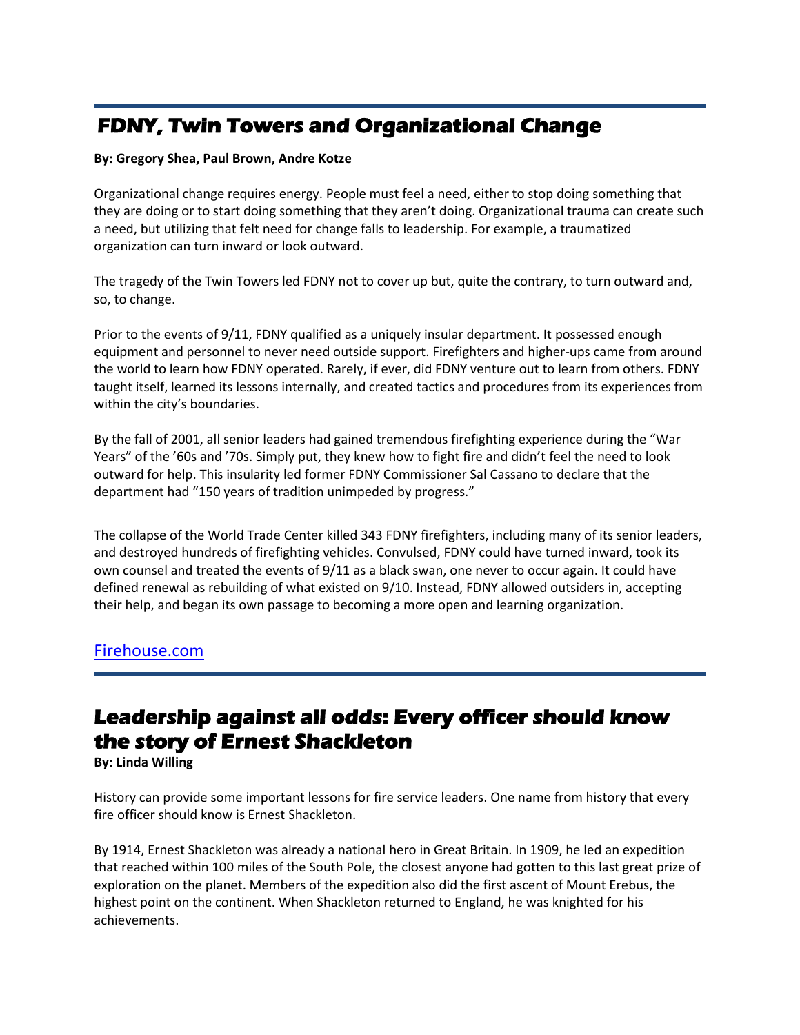## FDNY, Twin Towers and Organizational Change

**By: Gregory Shea, Paul Brown, Andre Kotze**

Organizational change requires energy. People must feel a need, either to stop doing something that they are doing or to start doing something that they aren't doing. Organizational trauma can create such a need, but utilizing that felt need for change falls to leadership. For example, a traumatized organization can turn inward or look outward.

The tragedy of the Twin Towers led FDNY not to cover up but, quite the contrary, to turn outward and, so, to change.

Prior to the events of 9/11, FDNY qualified as a uniquely insular department. It possessed enough equipment and personnel to never need outside support. Firefighters and higher-ups came from around the world to learn how FDNY operated. Rarely, if ever, did FDNY venture out to learn from others. FDNY taught itself, learned its lessons internally, and created tactics and procedures from its experiences from within the city's boundaries.

By the fall of 2001, all senior leaders had gained tremendous firefighting experience during the "War Years" of the '60s and '70s. Simply put, they knew how to fight fire and didn't feel the need to look outward for help. This insularity led former FDNY Commissioner Sal Cassano to declare that the department had "150 years of tradition unimpeded by progress."

The collapse of the World Trade Center killed 343 FDNY firefighters, including many of its senior leaders, and destroyed hundreds of firefighting vehicles. Convulsed, FDNY could have turned inward, took its own counsel and treated the events of 9/11 as a black swan, one never to occur again. It could have defined renewal as rebuilding of what existed on 9/10. Instead, FDNY allowed outsiders in, accepting their help, and began its own passage to becoming a more open and learning organization.

Firehouse.com

## Leadership against all odds: Every officer should know the story of Ernest Shackleton

**By: Linda Willing**

History can provide some important lessons for fire service leaders. One name from history that every fire officer should know is Ernest Shackleton.

By 1914, Ernest Shackleton was already a national hero in Great Britain. In 1909, he led an expedition that reached within 100 miles of the South Pole, the closest anyone had gotten to this last great prize of exploration on the planet. Members of the expedition also did the first ascent of Mount Erebus, the highest point on the continent. When Shackleton returned to England, he was knighted for his achievements.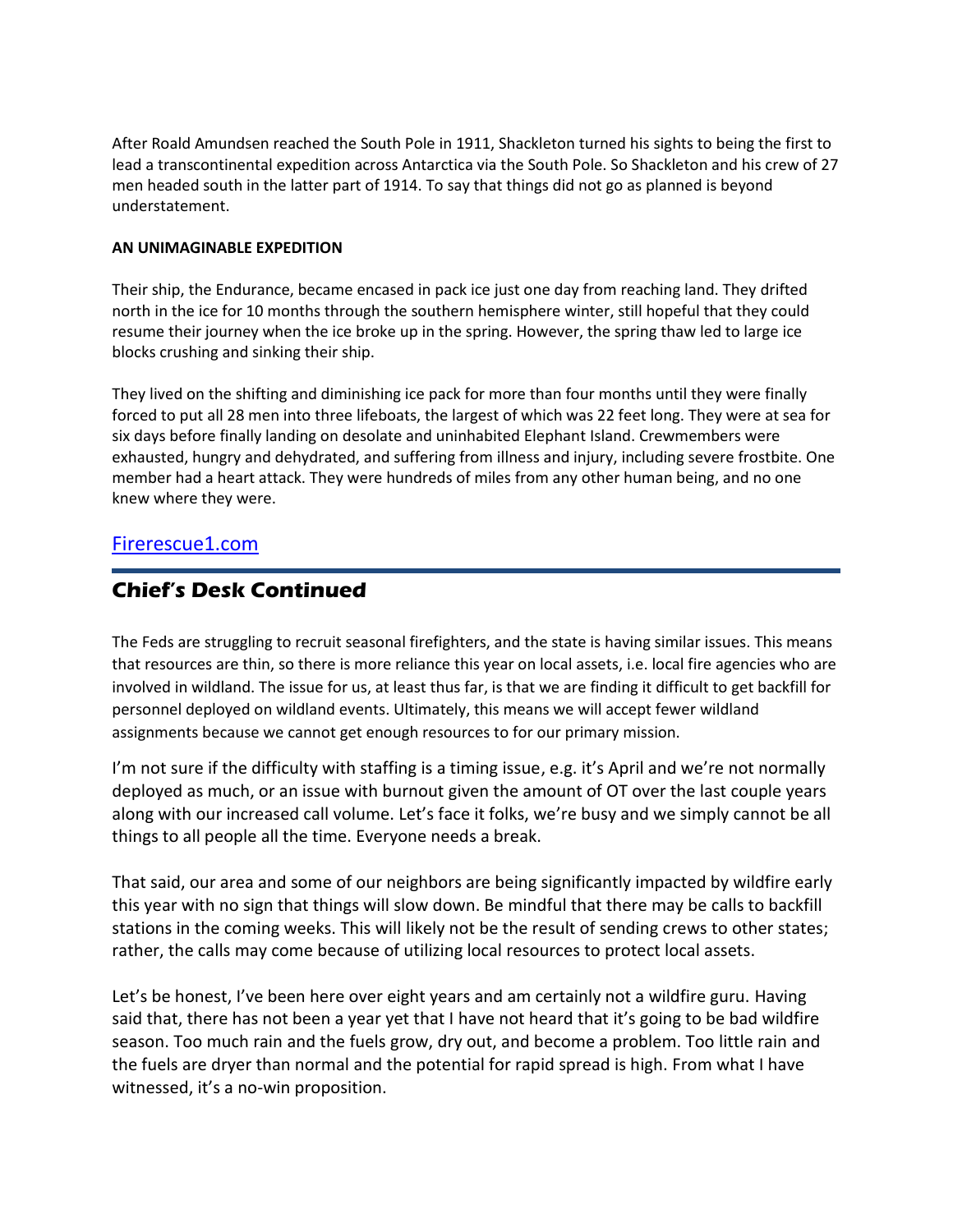After Roald Amundsen reached the South Pole in 1911, Shackleton turned his sights to being the first to lead a transcontinental expedition across Antarctica via the South Pole. So Shackleton and his crew of 27 men headed south in the latter part of 1914. To say that things did not go as planned is beyond understatement.

**AN UNIMAGINABLE EXPEDITION**

Their ship, the Endurance, became encased in pack ice just one day from reaching land. They drifted north in the ice for 10 months through the southern hemisphere winter, still hopeful that they could resume their journey when the ice broke up in the spring. However, the spring thaw led to large ice blocks crushing and sinking their ship.

They lived on the shifting and diminishing ice pack for more than four months until they were finally forced to put all 28 men into three lifeboats, the largest of which was 22 feet long. They were at sea for six days before finally landing on desolate and uninhabited Elephant Island. Crewmembers were exhausted, hungry and dehydrated, and suffering from illness and injury, including severe frostbite. One member had a heart attack. They were hundreds of miles from any other human being, and no one knew where they were.

[Firerescue1.com](Firerescue1.com)

## Chief's Desk Continued

The Feds are struggling to recruit seasonal firefighters, and the state is having similar issues. This means that resources are thin, so there is more reliance this year on local assets, i.e. local fire agencies who are involved in wildland. The issue for us, at least thus far, is that we are finding it difficult to get backfill for personnel deployed on wildland events. Ultimately, this means we will accept fewer wildland assignments because we cannot get enough resources to for our primary mission.

I'm not sure if the difficulty with staffing is a timing issue, e.g. it's April and we're not normally deployed as much, or an issue with burnout given the amount of OT over the last couple years along with our increased call volume. Let's face it folks, we're busy and we simply cannot be all things to all people all the time. Everyone needs a break.

That said, our area and some of our neighbors are being significantly impacted by wildfire early this year with no sign that things will slow down. Be mindful that there may be calls to backfill stations in the coming weeks. This will likely not be the result of sending crews to other states; rather, the calls may come because of utilizing local resources to protect local assets.

Let's be honest, I've been here over eight years and am certainly not a wildfire guru. Having said that, there has not been a year yet that I have not heard that it's going to be bad wildfire season. Too much rain and the fuels grow, dry out, and become a problem. Too little rain and the fuels are dryer than normal and the potential for rapid spread is high. From what I have witnessed, it's a no-win proposition.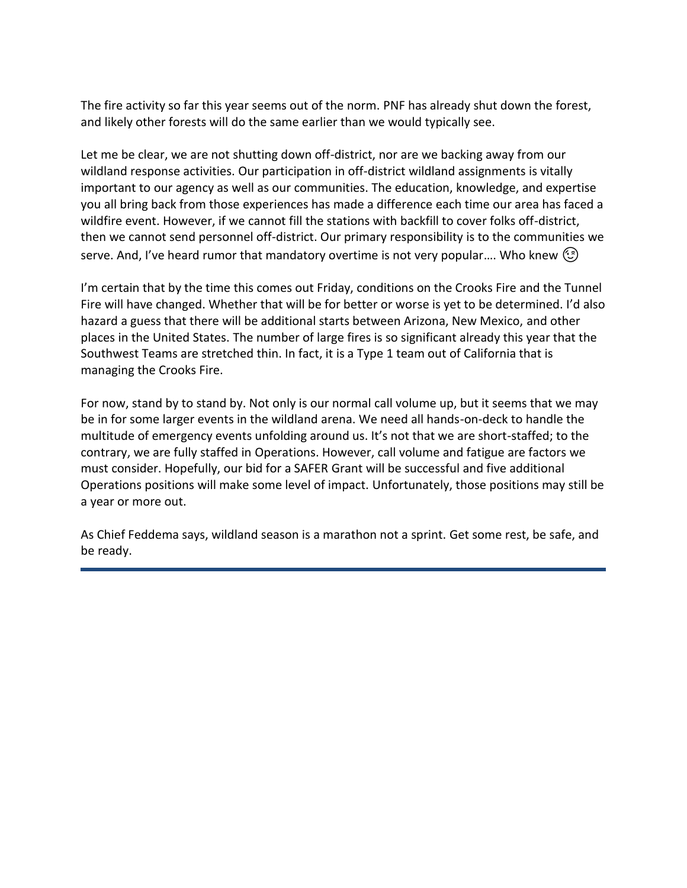The fire activity so far this year seems out of the norm. PNF has already shut down the forest, and likely other forests will do the same earlier than we would typically see.

Let me be clear, we are not shutting down off-district, nor are we backing away from our wildland response activities. Our participation in off-district wildland assignments is vitally important to our agency as well as our communities. The education, knowledge, and expertise you all bring back from those experiences has made a difference each time our area has faced a wildfire event. However, if we cannot fill the stations with backfill to cover folks off-district, then we cannot send personnel off-district. Our primary responsibility is to the communities we serve. And, I've heard rumor that mandatory overtime is not very popular…. Who knew 😉

I'm certain that by the time this comes out Friday, conditions on the Crooks Fire and the Tunnel Fire will have changed. Whether that will be for better or worse is yet to be determined. I'd also hazard a guess that there will be additional starts between Arizona, New Mexico, and other places in the United States. The number of large fires is so significant already this year that the Southwest Teams are stretched thin. In fact, it is a Type 1 team out of California that is managing the Crooks Fire.

For now, stand by to stand by. Not only is our normal call volume up, but it seems that we may be in for some larger events in the wildland arena. We need all hands-on-deck to handle the multitude of emergency events unfolding around us. It's not that we are short-staffed; to the contrary, we are fully staffed in Operations. However, call volume and fatigue are factors we must consider. Hopefully, our bid for a SAFER Grant will be successful and five additional Operations positions will make some level of impact. Unfortunately, those positions may still be a year or more out.

As Chief Feddema says, wildland season is a marathon not a sprint. Get some rest, be safe, and be ready.